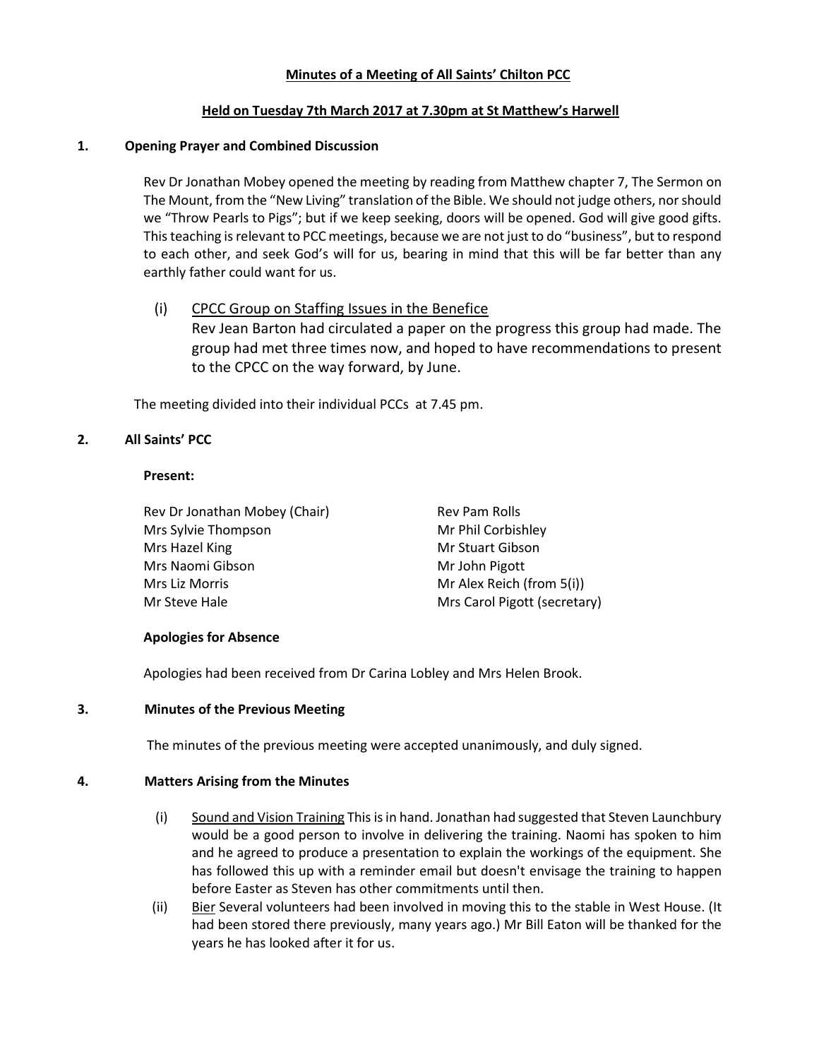**Minutes of a Meeting of All Saints' Chilton PCC**

**Held on Tuesday 7th March 2017 at 7.30pm at St Matthew's Harwell**

## 1. Opening Prayer and Combined Discussion

Rev Dr Jonathan Mobey opened the meeting by reading from Matthew chapter 7, The Sermon on The Mount, from the "New Living" translation of the Bible. We should not judge others, nor should we "Throw Pearls to Pigs"; but if we keep seeking, doors will be opened. God will give good gifts. This teaching is relevant to PCC meetings, because we are not just to do "business", but to respond to each other, and seek God's will for us, bearing in mind that this will be far better than any earthly father could want for us.

(i) CPCC Group on Staffing Issues in the Benefice
Rev Jean Barton had circulated a paper on the progress this group had made. The group had met three times now, and hoped to have recommendations to present to the CPCC on the way forward, by June.

The meeting divided into their individual PCCs at 7.45 pm.

## 2. All Saints' PCC

**Present:**

Rev Dr Jonathan Mobey (Chair)
Mrs Sylvie Thompson
Mrs Hazel King
Mrs Naomi Gibson
Mrs Liz Morris
Mr Steve Hale
Rev Pam Rolls
Mr Phil Corbishley
Mr Stuart Gibson
Mr John Pigott
Mr Alex Reich (from 5(i))
Mrs Carol Pigott (secretary)

**Apologies for Absence**

Apologies had been received from Dr Carina Lobley and Mrs Helen Brook.

## 3. Minutes of the Previous Meeting

The minutes of the previous meeting were accepted unanimously, and duly signed.

## 4. Matters Arising from the Minutes

(i) Sound and Vision Training This is in hand. Jonathan had suggested that Steven Launchbury would be a good person to involve in delivering the training. Naomi has spoken to him and he agreed to produce a presentation to explain the workings of the equipment. She has followed this up with a reminder email but doesn't envisage the training to happen before Easter as Steven has other commitments until then.

(ii) Bier Several volunteers had been involved in moving this to the stable in West House. (It had been stored there previously, many years ago.) Mr Bill Eaton will be thanked for the years he has looked after it for us.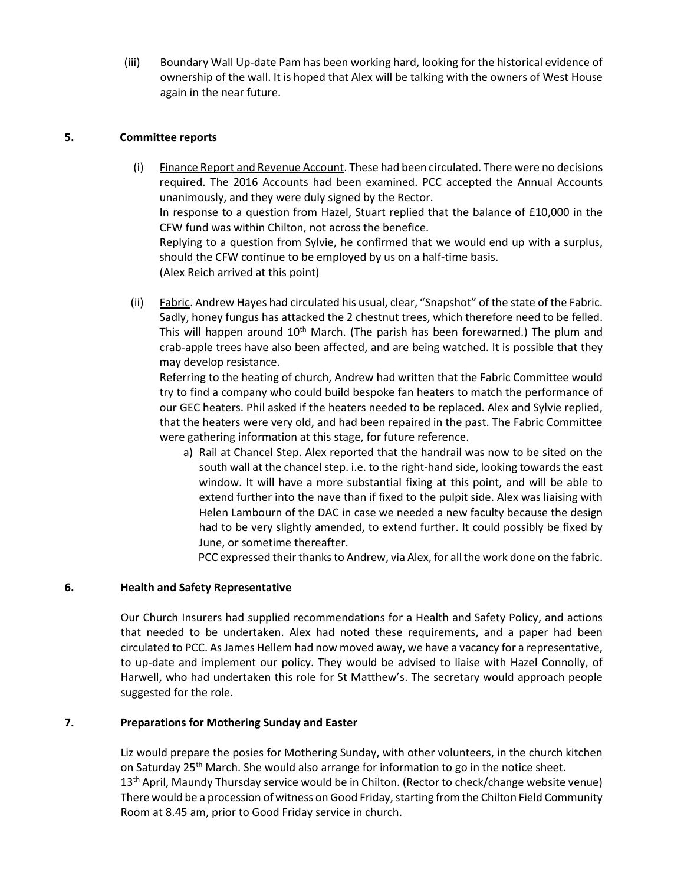(iii) Boundary Wall Up-date Pam has been working hard, looking for the historical evidence of ownership of the wall. It is hoped that Alex will be talking with the owners of West House again in the near future.

**5. Committee reports**

(i) Finance Report and Revenue Account. These had been circulated. There were no decisions required. The 2016 Accounts had been examined. PCC accepted the Annual Accounts unanimously, and they were duly signed by the Rector.
In response to a question from Hazel, Stuart replied that the balance of £10,000 in the CFW fund was within Chilton, not across the benefice.
Replying to a question from Sylvie, he confirmed that we would end up with a surplus, should the CFW continue to be employed by us on a half-time basis.
(Alex Reich arrived at this point)

(ii) Fabric. Andrew Hayes had circulated his usual, clear, "Snapshot" of the state of the Fabric. Sadly, honey fungus has attacked the 2 chestnut trees, which therefore need to be felled. This will happen around 10th March. (The parish has been forewarned.) The plum and crab-apple trees have also been affected, and are being watched. It is possible that they may develop resistance.
Referring to the heating of church, Andrew had written that the Fabric Committee would try to find a company who could build bespoke fan heaters to match the performance of our GEC heaters. Phil asked if the heaters needed to be replaced. Alex and Sylvie replied, that the heaters were very old, and had been repaired in the past. The Fabric Committee were gathering information at this stage, for future reference.

a) Rail at Chancel Step. Alex reported that the handrail was now to be sited on the south wall at the chancel step. i.e. to the right-hand side, looking towards the east window. It will have a more substantial fixing at this point, and will be able to extend further into the nave than if fixed to the pulpit side. Alex was liaising with Helen Lambourn of the DAC in case we needed a new faculty because the design had to be very slightly amended, to extend further. It could possibly be fixed by June, or sometime thereafter.
PCC expressed their thanks to Andrew, via Alex, for all the work done on the fabric.

**6. Health and Safety Representative**

Our Church Insurers had supplied recommendations for a Health and Safety Policy, and actions that needed to be undertaken. Alex had noted these requirements, and a paper had been circulated to PCC. As James Hellem had now moved away, we have a vacancy for a representative, to up-date and implement our policy. They would be advised to liaise with Hazel Connolly, of Harwell, who had undertaken this role for St Matthew's. The secretary would approach people suggested for the role.

**7. Preparations for Mothering Sunday and Easter**

Liz would prepare the posies for Mothering Sunday, with other volunteers, in the church kitchen on Saturday 25th March. She would also arrange for information to go in the notice sheet.
13th April, Maundy Thursday service would be in Chilton. (Rector to check/change website venue)
There would be a procession of witness on Good Friday, starting from the Chilton Field Community Room at 8.45 am, prior to Good Friday service in church.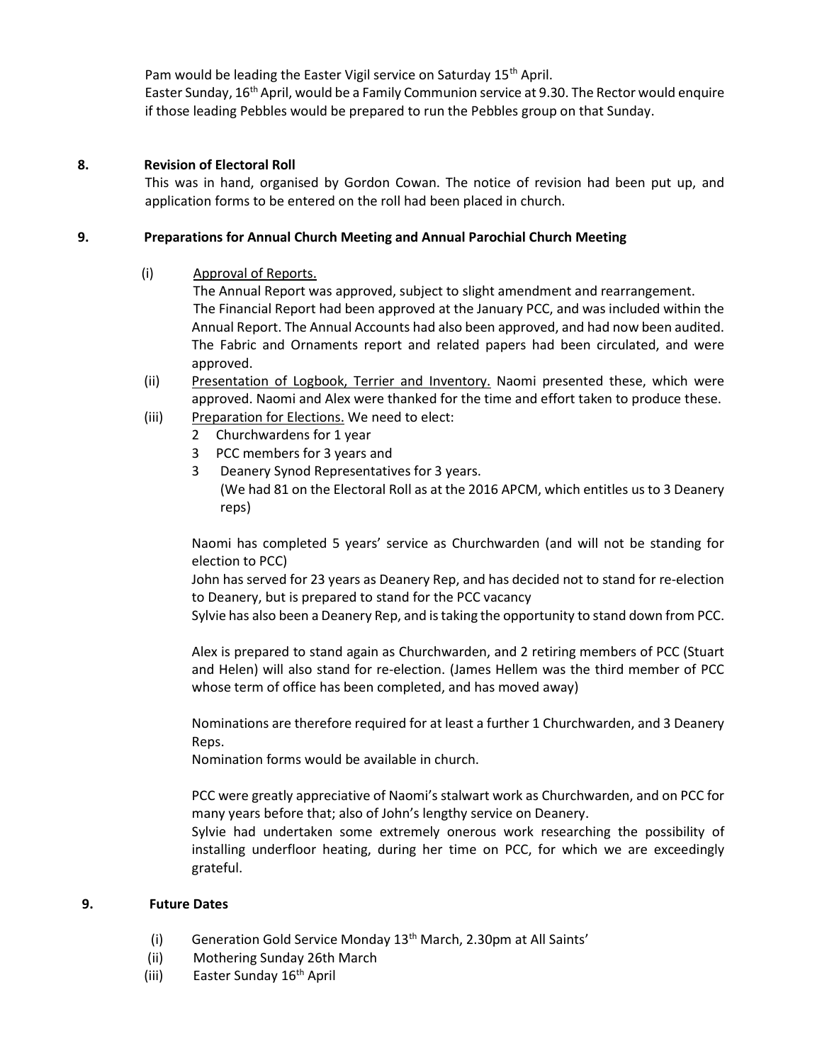Pam would be leading the Easter Vigil service on Saturday 15th April.
Easter Sunday, 16th April, would be a Family Communion service at 9.30. The Rector would enquire if those leading Pebbles would be prepared to run the Pebbles group on that Sunday.

**8. Revision of Electoral Roll**

This was in hand, organised by Gordon Cowan. The notice of revision had been put up, and application forms to be entered on the roll had been placed in church.

**9. Preparations for Annual Church Meeting and Annual Parochial Church Meeting**

(i) Approval of Reports.
The Annual Report was approved, subject to slight amendment and rearrangement.
The Financial Report had been approved at the January PCC, and was included within the Annual Report. The Annual Accounts had also been approved, and had now been audited. The Fabric and Ornaments report and related papers had been circulated, and were approved.

(ii) Presentation of Logbook, Terrier and Inventory. Naomi presented these, which were approved. Naomi and Alex were thanked for the time and effort taken to produce these.

(iii) Preparation for Elections. We need to elect:
- 2 Churchwardens for 1 year
- 3 PCC members for 3 years and
- 3 Deanery Synod Representatives for 3 years.
  (We had 81 on the Electoral Roll as at the 2016 APCM, which entitles us to 3 Deanery reps)

Naomi has completed 5 years' service as Churchwarden (and will not be standing for election to PCC)
John has served for 23 years as Deanery Rep, and has decided not to stand for re-election to Deanery, but is prepared to stand for the PCC vacancy
Sylvie has also been a Deanery Rep, and is taking the opportunity to stand down from PCC.

Alex is prepared to stand again as Churchwarden, and 2 retiring members of PCC (Stuart and Helen) will also stand for re-election. (James Hellem was the third member of PCC whose term of office has been completed, and has moved away)

Nominations are therefore required for at least a further 1 Churchwarden, and 3 Deanery Reps.
Nomination forms would be available in church.

PCC were greatly appreciative of Naomi's stalwart work as Churchwarden, and on PCC for many years before that; also of John's lengthy service on Deanery.
Sylvie had undertaken some extremely onerous work researching the possibility of installing underfloor heating, during her time on PCC, for which we are exceedingly grateful.

**9. Future Dates**

(i) Generation Gold Service Monday 13th March, 2.30pm at All Saints'
(ii) Mothering Sunday 26th March
(iii) Easter Sunday 16th April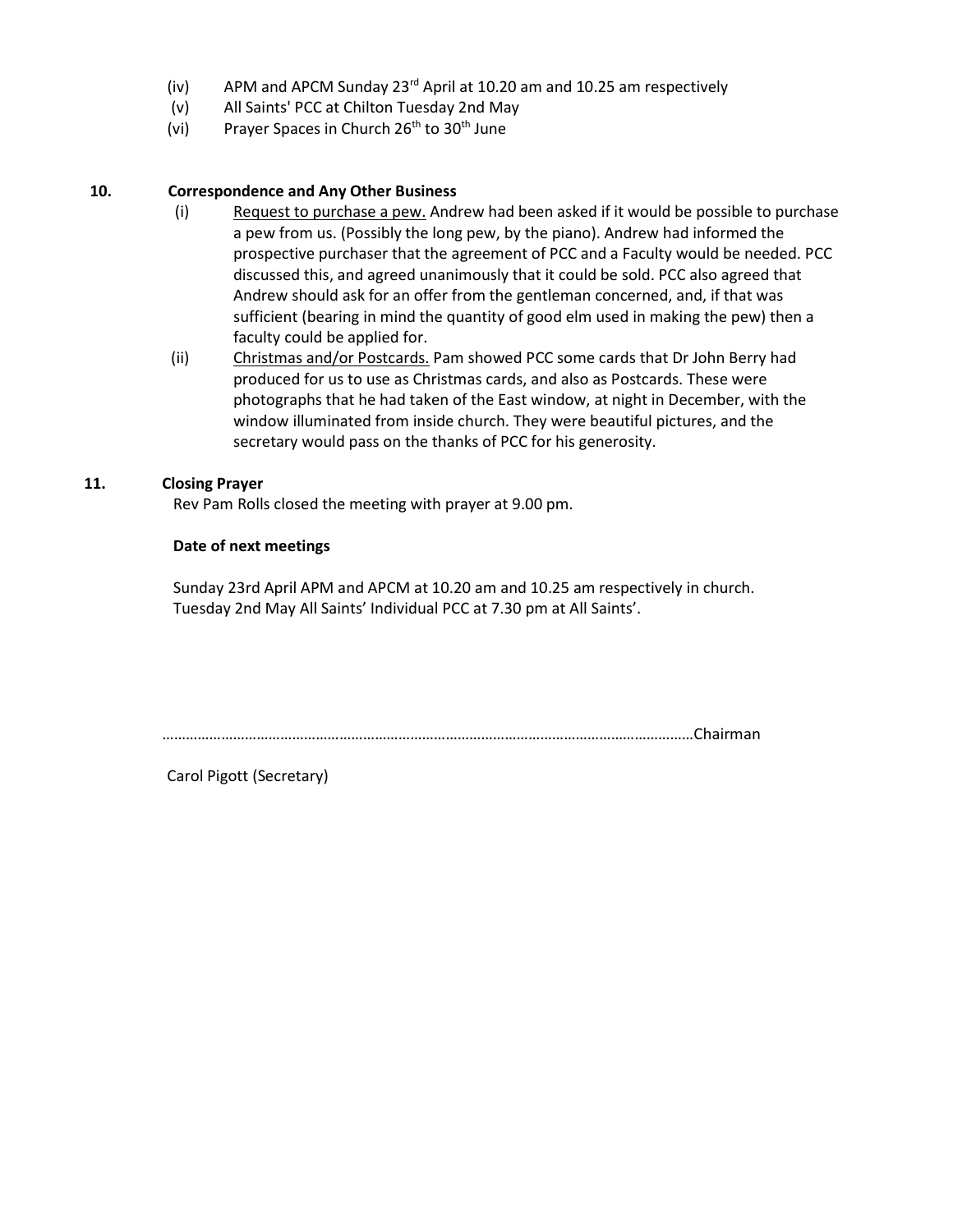(iv) APM and APCM Sunday 23rd April at 10.20 am and 10.25 am respectively
(v) All Saints' PCC at Chilton Tuesday 2nd May
(vi) Prayer Spaces in Church 26th to 30th June

**10. Correspondence and Any Other Business**

(i) Request to purchase a pew. Andrew had been asked if it would be possible to purchase a pew from us. (Possibly the long pew, by the piano). Andrew had informed the prospective purchaser that the agreement of PCC and a Faculty would be needed. PCC discussed this, and agreed unanimously that it could be sold. PCC also agreed that Andrew should ask for an offer from the gentleman concerned, and, if that was sufficient (bearing in mind the quantity of good elm used in making the pew) then a faculty could be applied for.

(ii) Christmas and/or Postcards. Pam showed PCC some cards that Dr John Berry had produced for us to use as Christmas cards, and also as Postcards. These were photographs that he had taken of the East window, at night in December, with the window illuminated from inside church. They were beautiful pictures, and the secretary would pass on the thanks of PCC for his generosity.

**11. Closing Prayer**

Rev Pam Rolls closed the meeting with prayer at 9.00 pm.

**Date of next meetings**

Sunday 23rd April APM and APCM at 10.20 am and 10.25 am respectively in church.
Tuesday 2nd May All Saints' Individual PCC at 7.30 pm at All Saints'.

……………………………………………………………………………………………………………………Chairman

Carol Pigott (Secretary)